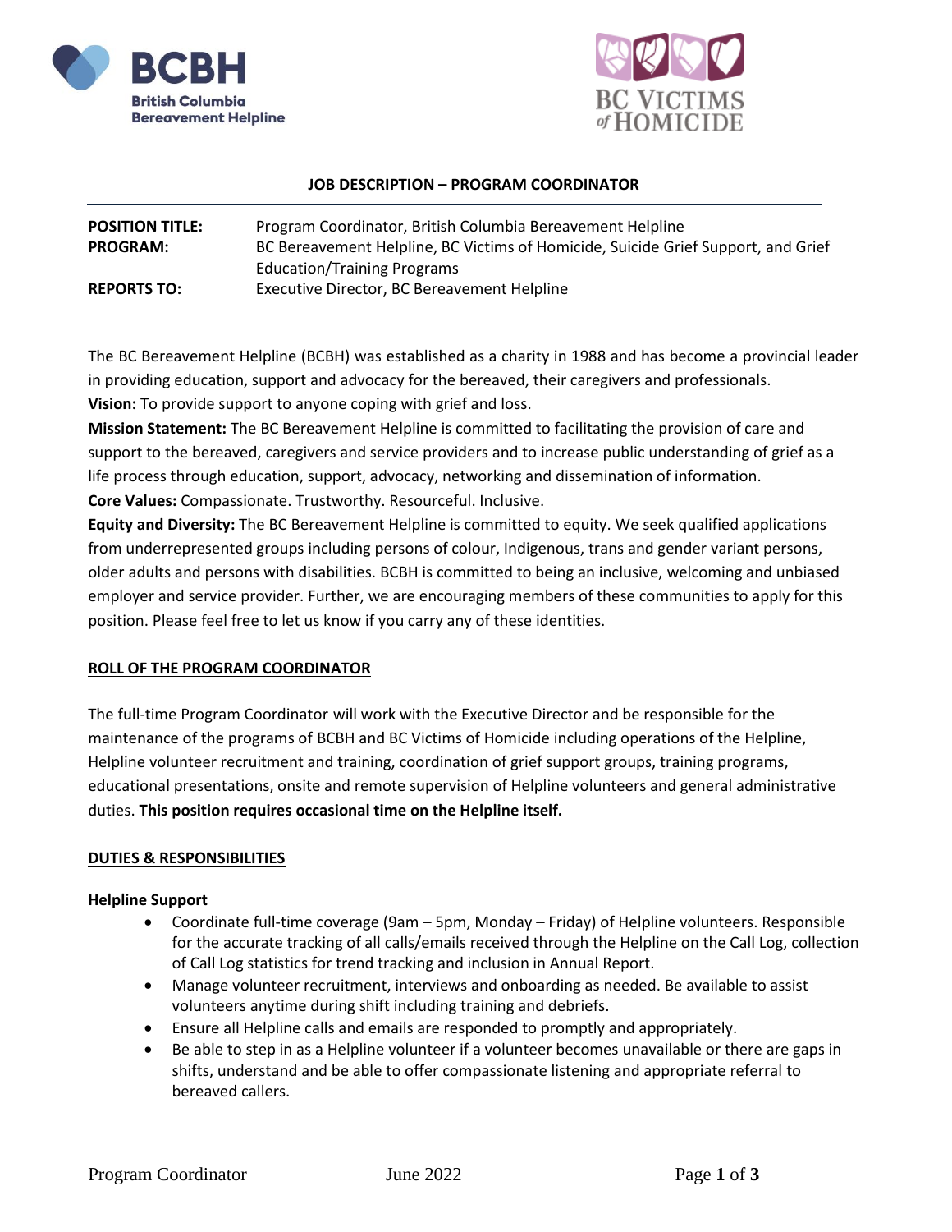**BCBH**
**British Columbia Bereavement Helpline**

**BC VICTIMS *of* HOMICIDE**

# JOB DESCRIPTION – PROGRAM COORDINATOR

| | |
|---|---|
| **POSITION TITLE:** | Program Coordinator, British Columbia Bereavement Helpline |
| **PROGRAM:** | BC Bereavement Helpline, BC Victims of Homicide, Suicide Grief Support, and Grief Education/Training Programs |
| **REPORTS TO:** | Executive Director, BC Bereavement Helpline |

The BC Bereavement Helpline (BCBH) was established as a charity in 1988 and has become a provincial leader in providing education, support and advocacy for the bereaved, their caregivers and professionals.

**Vision:** To provide support to anyone coping with grief and loss.

**Mission Statement:** The BC Bereavement Helpline is committed to facilitating the provision of care and support to the bereaved, caregivers and service providers and to increase public understanding of grief as a life process through education, support, advocacy, networking and dissemination of information.

**Core Values:** Compassionate. Trustworthy. Resourceful. Inclusive.

**Equity and Diversity:** The BC Bereavement Helpline is committed to equity. We seek qualified applications from underrepresented groups including persons of colour, Indigenous, trans and gender variant persons, older adults and persons with disabilities. BCBH is committed to being an inclusive, welcoming and unbiased employer and service provider. Further, we are encouraging members of these communities to apply for this position. Please feel free to let us know if you carry any of these identities.

## ROLL OF THE PROGRAM COORDINATOR

The full-time Program Coordinator will work with the Executive Director and be responsible for the maintenance of the programs of BCBH and BC Victims of Homicide including operations of the Helpline, Helpline volunteer recruitment and training, coordination of grief support groups, training programs, educational presentations, onsite and remote supervision of Helpline volunteers and general administrative duties. **This position requires occasional time on the Helpline itself.**

## DUTIES & RESPONSIBILITIES

### Helpline Support

- Coordinate full-time coverage (9am – 5pm, Monday – Friday) of Helpline volunteers. Responsible for the accurate tracking of all calls/emails received through the Helpline on the Call Log, collection of Call Log statistics for trend tracking and inclusion in Annual Report.
- Manage volunteer recruitment, interviews and onboarding as needed. Be available to assist volunteers anytime during shift including training and debriefs.
- Ensure all Helpline calls and emails are responded to promptly and appropriately.
- Be able to step in as a Helpline volunteer if a volunteer becomes unavailable or there are gaps in shifts, understand and be able to offer compassionate listening and appropriate referral to bereaved callers.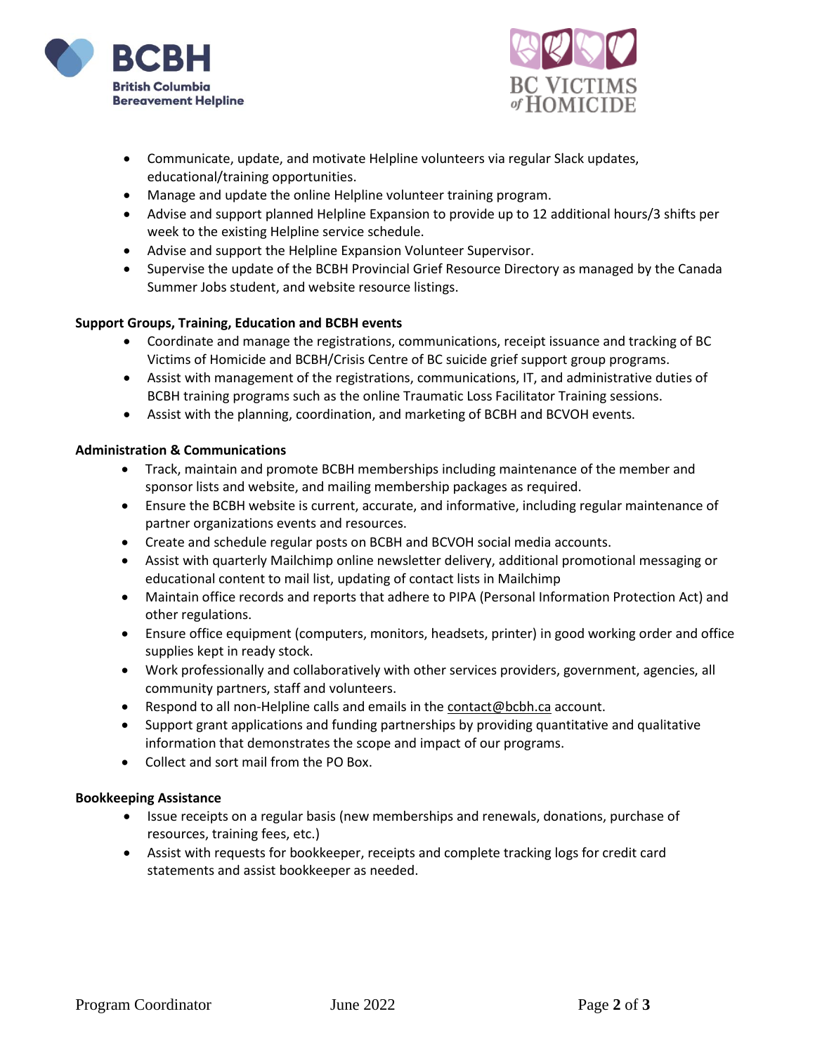- Communicate, update, and motivate Helpline volunteers via regular Slack updates, educational/training opportunities.
- Manage and update the online Helpline volunteer training program.
- Advise and support planned Helpline Expansion to provide up to 12 additional hours/3 shifts per week to the existing Helpline service schedule.
- Advise and support the Helpline Expansion Volunteer Supervisor.
- Supervise the update of the BCBH Provincial Grief Resource Directory as managed by the Canada Summer Jobs student, and website resource listings.

**Support Groups, Training, Education and BCBH events**

- Coordinate and manage the registrations, communications, receipt issuance and tracking of BC Victims of Homicide and BCBH/Crisis Centre of BC suicide grief support group programs.
- Assist with management of the registrations, communications, IT, and administrative duties of BCBH training programs such as the online Traumatic Loss Facilitator Training sessions.
- Assist with the planning, coordination, and marketing of BCBH and BCVOH events.

**Administration & Communications**

- Track, maintain and promote BCBH memberships including maintenance of the member and sponsor lists and website, and mailing membership packages as required.
- Ensure the BCBH website is current, accurate, and informative, including regular maintenance of partner organizations events and resources.
- Create and schedule regular posts on BCBH and BCVOH social media accounts.
- Assist with quarterly Mailchimp online newsletter delivery, additional promotional messaging or educational content to mail list, updating of contact lists in Mailchimp
- Maintain office records and reports that adhere to PIPA (Personal Information Protection Act) and other regulations.
- Ensure office equipment (computers, monitors, headsets, printer) in good working order and office supplies kept in ready stock.
- Work professionally and collaboratively with other services providers, government, agencies, all community partners, staff and volunteers.
- Respond to all non-Helpline calls and emails in the contact@bcbh.ca account.
- Support grant applications and funding partnerships by providing quantitative and qualitative information that demonstrates the scope and impact of our programs.
- Collect and sort mail from the PO Box.

**Bookkeeping Assistance**

- Issue receipts on a regular basis (new memberships and renewals, donations, purchase of resources, training fees, etc.)
- Assist with requests for bookkeeper, receipts and complete tracking logs for credit card statements and assist bookkeeper as needed.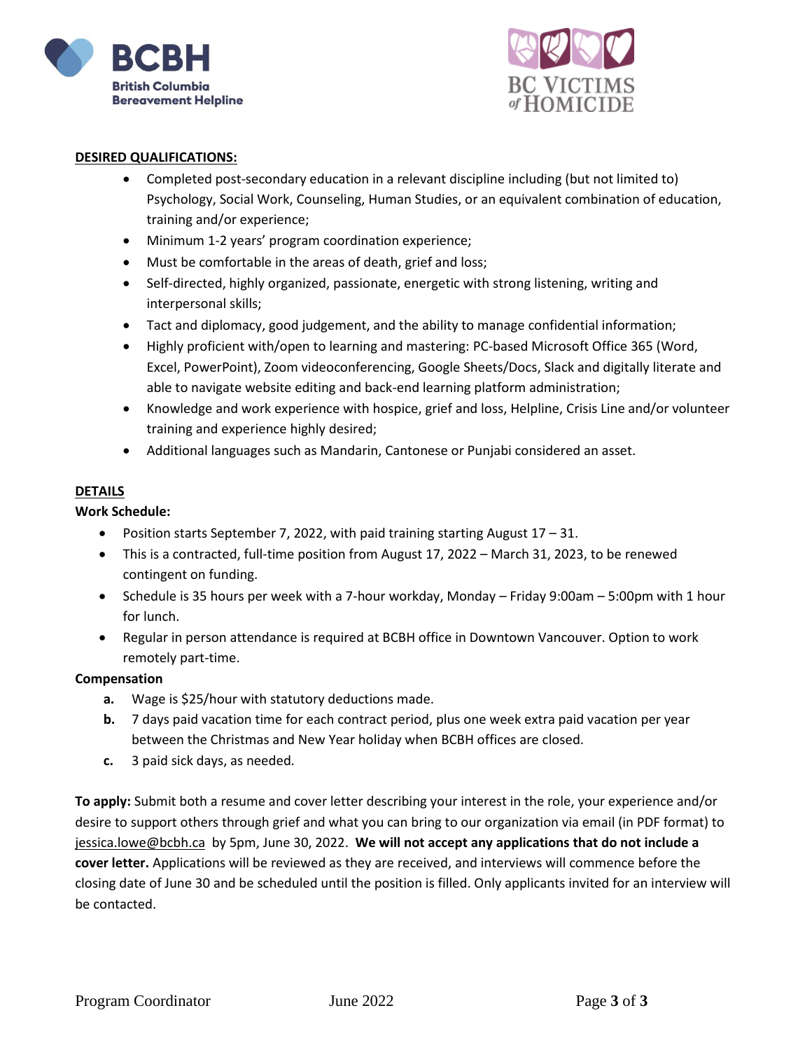**DESIRED QUALIFICATIONS:**

- Completed post-secondary education in a relevant discipline including (but not limited to) Psychology, Social Work, Counseling, Human Studies, or an equivalent combination of education, training and/or experience;
- Minimum 1-2 years' program coordination experience;
- Must be comfortable in the areas of death, grief and loss;
- Self-directed, highly organized, passionate, energetic with strong listening, writing and interpersonal skills;
- Tact and diplomacy, good judgement, and the ability to manage confidential information;
- Highly proficient with/open to learning and mastering: PC-based Microsoft Office 365 (Word, Excel, PowerPoint), Zoom videoconferencing, Google Sheets/Docs, Slack and digitally literate and able to navigate website editing and back-end learning platform administration;
- Knowledge and work experience with hospice, grief and loss, Helpline, Crisis Line and/or volunteer training and experience highly desired;
- Additional languages such as Mandarin, Cantonese or Punjabi considered an asset.

**DETAILS**

**Work Schedule:**

- Position starts September 7, 2022, with paid training starting August 17 – 31.
- This is a contracted, full-time position from August 17, 2022 – March 31, 2023, to be renewed contingent on funding.
- Schedule is 35 hours per week with a 7-hour workday, Monday – Friday 9:00am – 5:00pm with 1 hour for lunch.
- Regular in person attendance is required at BCBH office in Downtown Vancouver. Option to work remotely part-time.

**Compensation**

**a.** Wage is $25/hour with statutory deductions made.

**b.** 7 days paid vacation time for each contract period, plus one week extra paid vacation per year between the Christmas and New Year holiday when BCBH offices are closed.

**c.** 3 paid sick days, as needed.

**To apply:** Submit both a resume and cover letter describing your interest in the role, your experience and/or desire to support others through grief and what you can bring to our organization via email (in PDF format) to jessica.lowe@bcbh.ca by 5pm, June 30, 2022. **We will not accept any applications that do not include a cover letter.** Applications will be reviewed as they are received, and interviews will commence before the closing date of June 30 and be scheduled until the position is filled. Only applicants invited for an interview will be contacted.